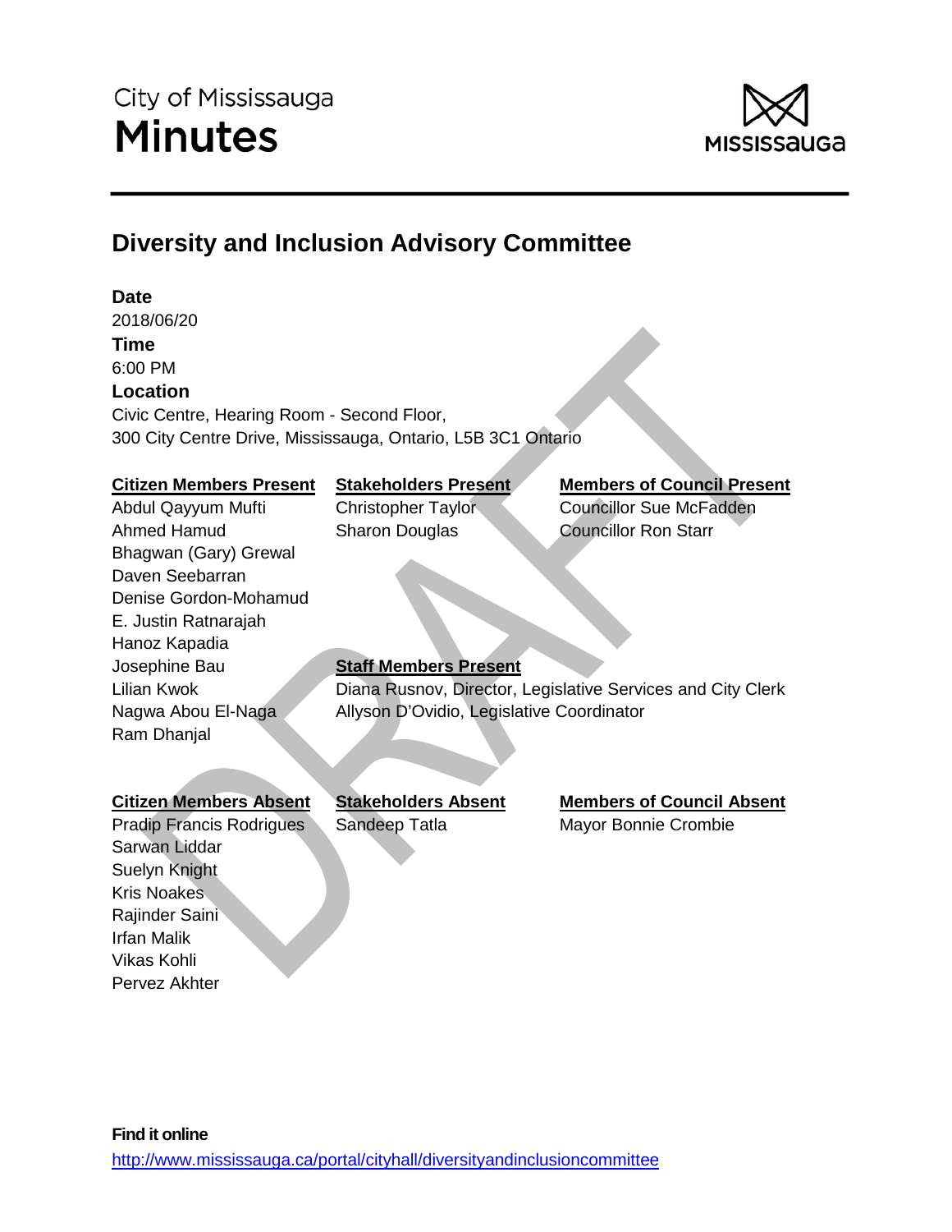City of Mississauga

# Minutes

## Diversity and Inclusion Advisory Committee

**Date**
2018/06/20

**Time**
6:00 PM

**Location**
Civic Centre, Hearing Room - Second Floor,
300 City Centre Drive, Mississauga, Ontario, L5B 3C1 Ontario

**Citizen Members Present**
Abdul Qayyum Mufti
Ahmed Hamud
Bhagwan (Gary) Grewal
Daven Seebarran
Denise Gordon-Mohamud
E. Justin Ratnarajah
Hanoz Kapadia
Josephine Bau
Lilian Kwok
Nagwa Abou El-Naga
Ram Dhanjal

**Stakeholders Present**
Christopher Taylor
Sharon Douglas

**Members of Council Present**
Councillor Sue McFadden
Councillor Ron Starr

**Staff Members Present**
Diana Rusnov, Director, Legislative Services and City Clerk
Allyson D'Ovidio, Legislative Coordinator

**Citizen Members Absent**
Pradip Francis Rodrigues
Sarwan Liddar
Suelyn Knight
Kris Noakes
Rajinder Saini
Irfan Malik
Vikas Kohli
Pervez Akhter

**Stakeholders Absent**
Sandeep Tatla

**Members of Council Absent**
Mayor Bonnie Crombie

**Find it online**
http://www.mississauga.ca/portal/cityhall/diversityandinclusioncommittee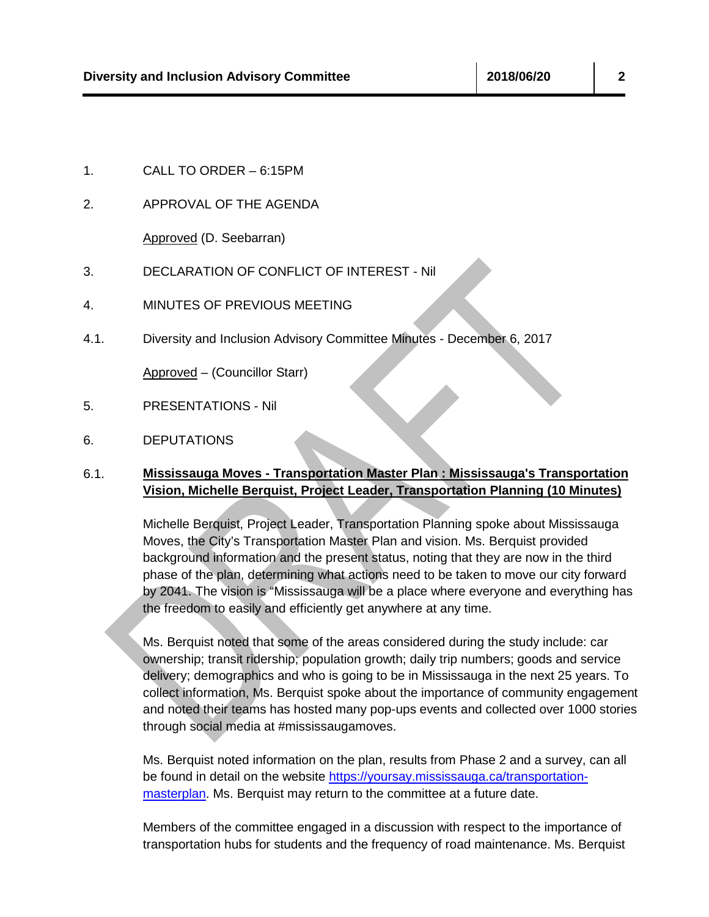1. CALL TO ORDER – 6:15PM

2. APPROVAL OF THE AGENDA

   Approved (D. Seebarran)

3. DECLARATION OF CONFLICT OF INTEREST - Nil

4. MINUTES OF PREVIOUS MEETING

4.1. Diversity and Inclusion Advisory Committee Minutes - December 6, 2017

   Approved – (Councillor Starr)

5. PRESENTATIONS - Nil

6. DEPUTATIONS

6.1. **Mississauga Moves - Transportation Master Plan : Mississauga's Transportation Vision, Michelle Berquist, Project Leader, Transportation Planning (10 Minutes)**

Michelle Berquist, Project Leader, Transportation Planning spoke about Mississauga Moves, the City's Transportation Master Plan and vision. Ms. Berquist provided background information and the present status, noting that they are now in the third phase of the plan, determining what actions need to be taken to move our city forward by 2041. The vision is "Mississauga will be a place where everyone and everything has the freedom to easily and efficiently get anywhere at any time.

Ms. Berquist noted that some of the areas considered during the study include: car ownership; transit ridership; population growth; daily trip numbers; goods and service delivery; demographics and who is going to be in Mississauga in the next 25 years. To collect information, Ms. Berquist spoke about the importance of community engagement and noted their teams has hosted many pop-ups events and collected over 1000 stories through social media at #mississaugamoves.

Ms. Berquist noted information on the plan, results from Phase 2 and a survey, can all be found in detail on the website [https://yoursay.mississauga.ca/transportation-masterplan](https://yoursay.mississauga.ca/transportation-masterplan). Ms. Berquist may return to the committee at a future date.

Members of the committee engaged in a discussion with respect to the importance of transportation hubs for students and the frequency of road maintenance. Ms. Berquist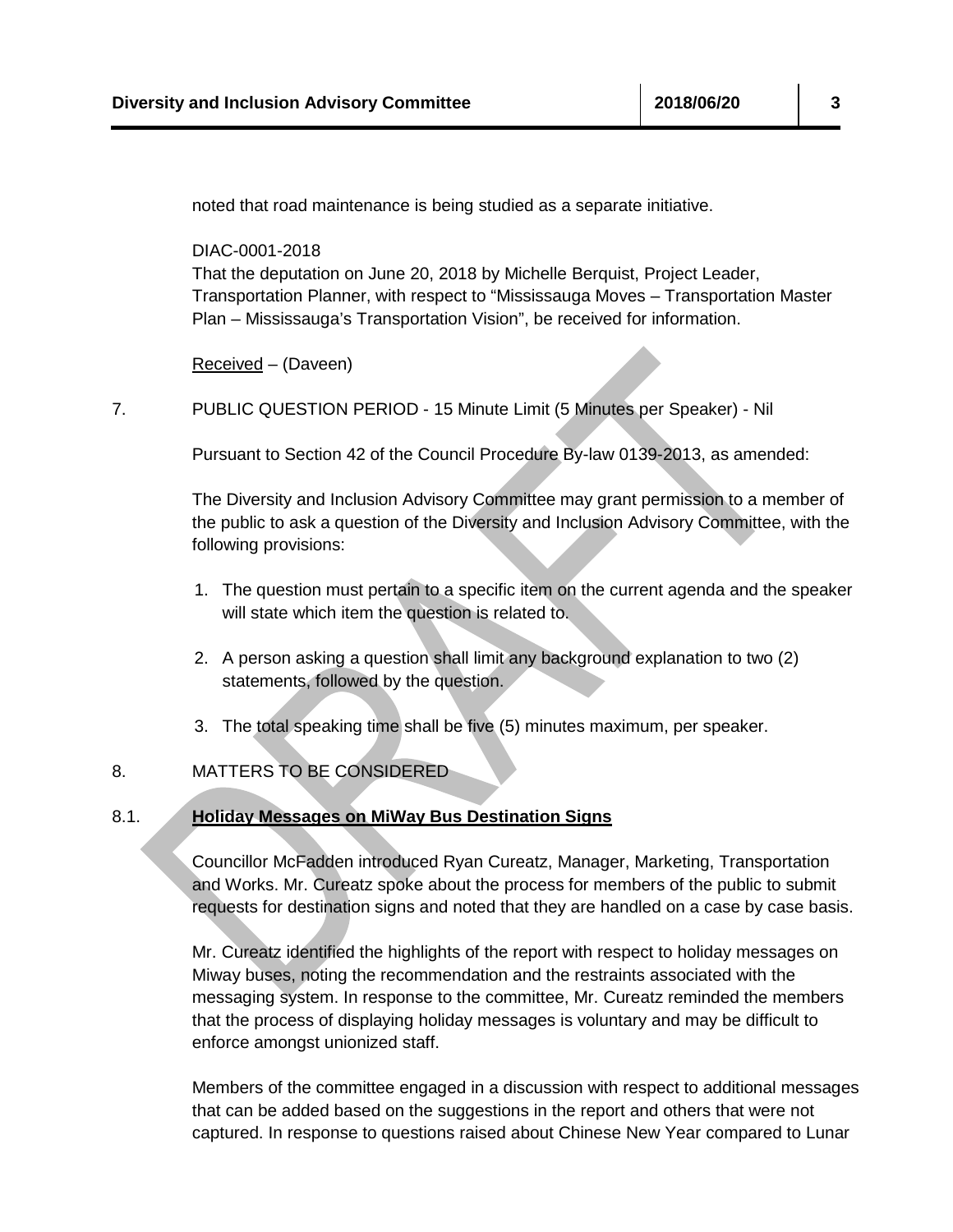noted that road maintenance is being studied as a separate initiative.

DIAC-0001-2018
That the deputation on June 20, 2018 by Michelle Berquist, Project Leader, Transportation Planner, with respect to "Mississauga Moves – Transportation Master Plan – Mississauga's Transportation Vision", be received for information.

Received – (Daveen)

7. PUBLIC QUESTION PERIOD - 15 Minute Limit (5 Minutes per Speaker) - Nil

Pursuant to Section 42 of the Council Procedure By-law 0139-2013, as amended:

The Diversity and Inclusion Advisory Committee may grant permission to a member of the public to ask a question of the Diversity and Inclusion Advisory Committee, with the following provisions:

1. The question must pertain to a specific item on the current agenda and the speaker will state which item the question is related to.

2. A person asking a question shall limit any background explanation to two (2) statements, followed by the question.

3. The total speaking time shall be five (5) minutes maximum, per speaker.

8. MATTERS TO BE CONSIDERED

8.1. **Holiday Messages on MiWay Bus Destination Signs**

Councillor McFadden introduced Ryan Cureatz, Manager, Marketing, Transportation and Works. Mr. Cureatz spoke about the process for members of the public to submit requests for destination signs and noted that they are handled on a case by case basis.

Mr. Cureatz identified the highlights of the report with respect to holiday messages on Miway buses, noting the recommendation and the restraints associated with the messaging system. In response to the committee, Mr. Cureatz reminded the members that the process of displaying holiday messages is voluntary and may be difficult to enforce amongst unionized staff.

Members of the committee engaged in a discussion with respect to additional messages that can be added based on the suggestions in the report and others that were not captured. In response to questions raised about Chinese New Year compared to Lunar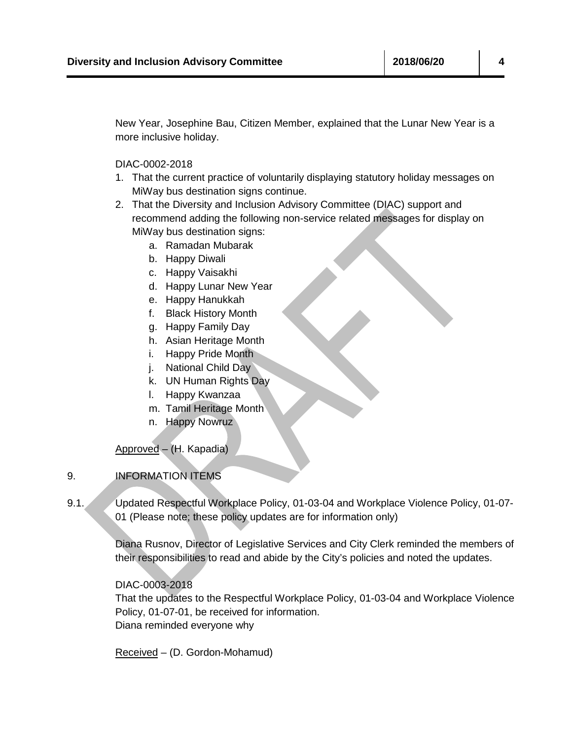New Year, Josephine Bau, Citizen Member, explained that the Lunar New Year is a more inclusive holiday.

DIAC-0002-2018

1. That the current practice of voluntarily displaying statutory holiday messages on MiWay bus destination signs continue.
2. That the Diversity and Inclusion Advisory Committee (DIAC) support and recommend adding the following non-service related messages for display on MiWay bus destination signs:
    a. Ramadan Mubarak
    b. Happy Diwali
    c. Happy Vaisakhi
    d. Happy Lunar New Year
    e. Happy Hanukkah
    f. Black History Month
    g. Happy Family Day
    h. Asian Heritage Month
    i. Happy Pride Month
    j. National Child Day
    k. UN Human Rights Day
    l. Happy Kwanzaa
    m. Tamil Heritage Month
    n. Happy Nowruz

Approved – (H. Kapadia)

9. INFORMATION ITEMS

9.1. Updated Respectful Workplace Policy, 01-03-04 and Workplace Violence Policy, 01-07-01 (Please note; these policy updates are for information only)

Diana Rusnov, Director of Legislative Services and City Clerk reminded the members of their responsibilities to read and abide by the City's policies and noted the updates.

DIAC-0003-2018
That the updates to the Respectful Workplace Policy, 01-03-04 and Workplace Violence Policy, 01-07-01, be received for information.
Diana reminded everyone why

Received – (D. Gordon-Mohamud)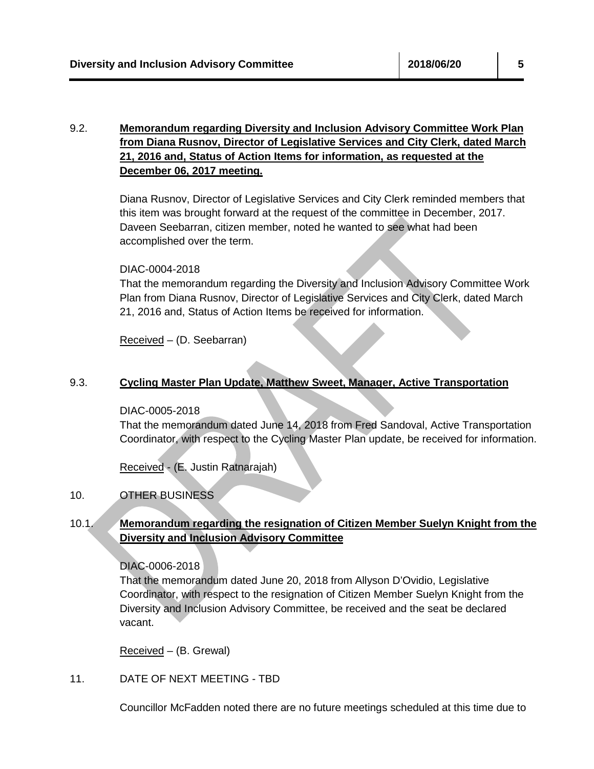9.2. **Memorandum regarding Diversity and Inclusion Advisory Committee Work Plan from Diana Rusnov, Director of Legislative Services and City Clerk, dated March 21, 2016 and, Status of Action Items for information, as requested at the December 06, 2017 meeting.**

Diana Rusnov, Director of Legislative Services and City Clerk reminded members that this item was brought forward at the request of the committee in December, 2017. Daveen Seebarran, citizen member, noted he wanted to see what had been accomplished over the term.

DIAC-0004-2018
That the memorandum regarding the Diversity and Inclusion Advisory Committee Work Plan from Diana Rusnov, Director of Legislative Services and City Clerk, dated March 21, 2016 and, Status of Action Items be received for information.

Received – (D. Seebarran)

9.3. **Cycling Master Plan Update, Matthew Sweet, Manager, Active Transportation**

DIAC-0005-2018
That the memorandum dated June 14, 2018 from Fred Sandoval, Active Transportation Coordinator, with respect to the Cycling Master Plan update, be received for information.

Received - (E. Justin Ratnarajah)

10. OTHER BUSINESS

10.1. **Memorandum regarding the resignation of Citizen Member Suelyn Knight from the Diversity and Inclusion Advisory Committee**

DIAC-0006-2018
That the memorandum dated June 20, 2018 from Allyson D'Ovidio, Legislative Coordinator, with respect to the resignation of Citizen Member Suelyn Knight from the Diversity and Inclusion Advisory Committee, be received and the seat be declared vacant.

Received – (B. Grewal)

11. DATE OF NEXT MEETING - TBD

Councillor McFadden noted there are no future meetings scheduled at this time due to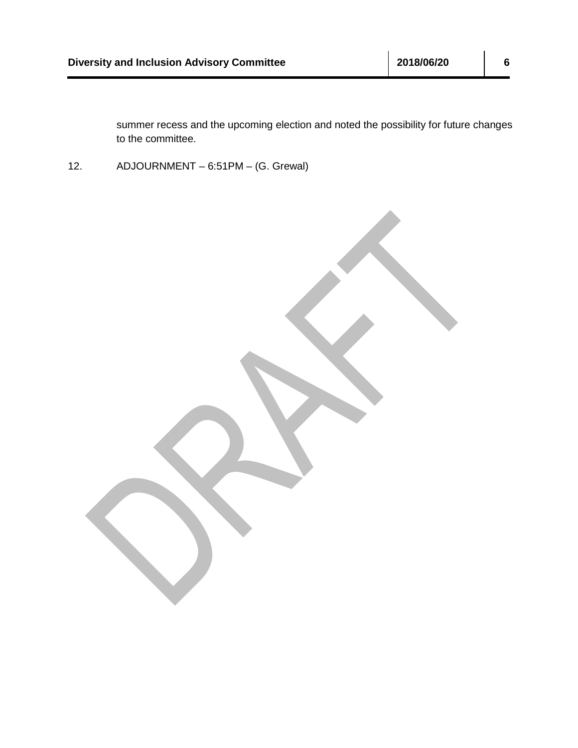summer recess and the upcoming election and noted the possibility for future changes to the committee.

12. ADJOURNMENT – 6:51PM – (G. Grewal)